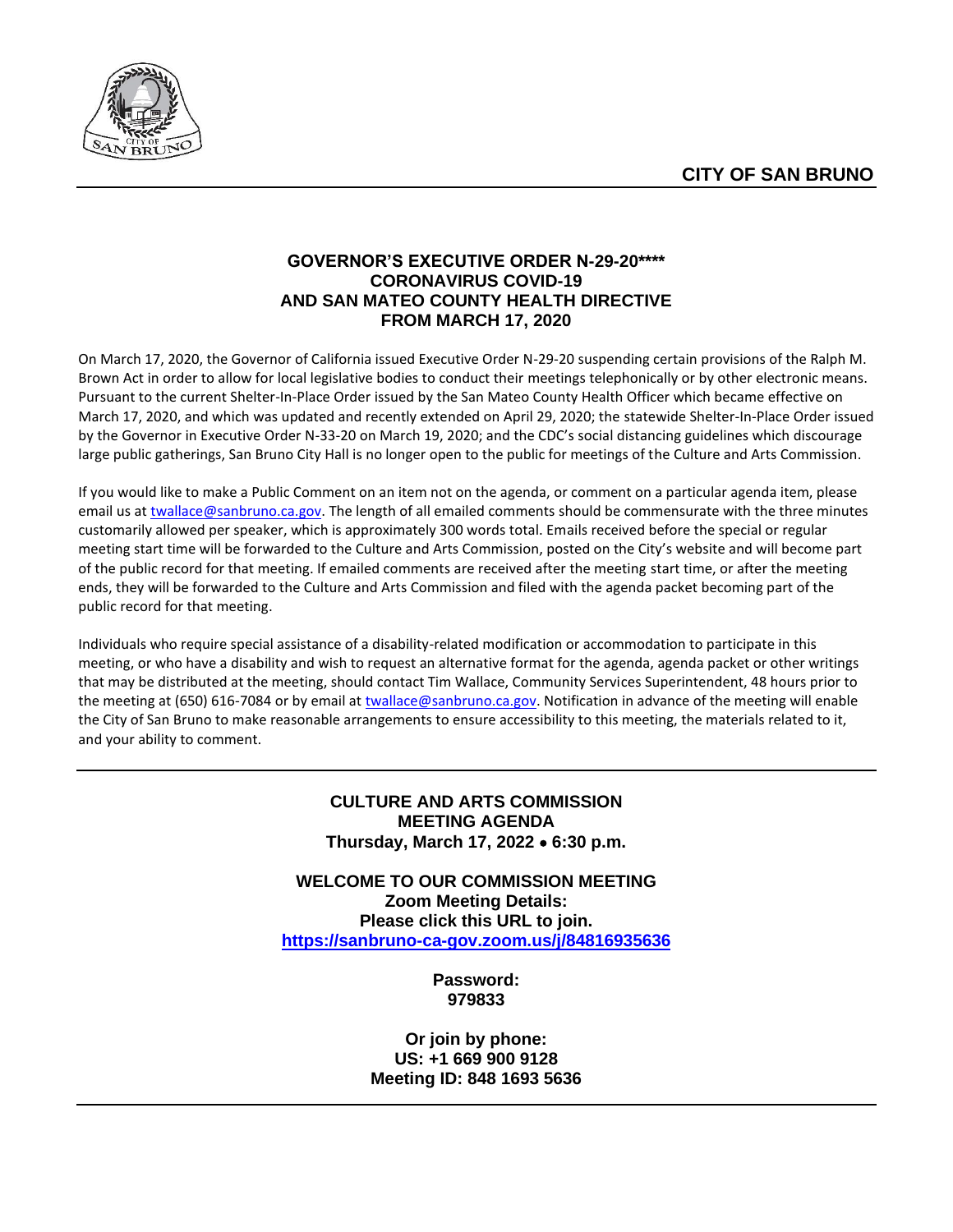# CITY OF SAN BRUNO

## GOVERNOR'S EXECUTIVE ORDER N-29-20****
## CORONAVIRUS COVID-19
## AND SAN MATEO COUNTY HEALTH DIRECTIVE
## FROM MARCH 17, 2020

On March 17, 2020, the Governor of California issued Executive Order N-29-20 suspending certain provisions of the Ralph M. Brown Act in order to allow for local legislative bodies to conduct their meetings telephonically or by other electronic means. Pursuant to the current Shelter-In-Place Order issued by the San Mateo County Health Officer which became effective on March 17, 2020, and which was updated and recently extended on April 29, 2020; the statewide Shelter-In-Place Order issued by the Governor in Executive Order N-33-20 on March 19, 2020; and the CDC's social distancing guidelines which discourage large public gatherings, San Bruno City Hall is no longer open to the public for meetings of the Culture and Arts Commission.

If you would like to make a Public Comment on an item not on the agenda, or comment on a particular agenda item, please email us at twallace@sanbruno.ca.gov. The length of all emailed comments should be commensurate with the three minutes customarily allowed per speaker, which is approximately 300 words total. Emails received before the special or regular meeting start time will be forwarded to the Culture and Arts Commission, posted on the City's website and will become part of the public record for that meeting. If emailed comments are received after the meeting start time, or after the meeting ends, they will be forwarded to the Culture and Arts Commission and filed with the agenda packet becoming part of the public record for that meeting.

Individuals who require special assistance of a disability-related modification or accommodation to participate in this meeting, or who have a disability and wish to request an alternative format for the agenda, agenda packet or other writings that may be distributed at the meeting, should contact Tim Wallace, Community Services Superintendent, 48 hours prior to the meeting at (650) 616-7084 or by email at twallace@sanbruno.ca.gov. Notification in advance of the meeting will enable the City of San Bruno to make reasonable arrangements to ensure accessibility to this meeting, the materials related to it, and your ability to comment.

---

**CULTURE AND ARTS COMMISSION**
**MEETING AGENDA**
**Thursday, March 17, 2022 • 6:30 p.m.**

**WELCOME TO OUR COMMISSION MEETING**
**Zoom Meeting Details:**
**Please click this URL to join.**
**https://sanbruno-ca-gov.zoom.us/j/84816935636**

**Password:**
**979833**

**Or join by phone:**
**US: +1 669 900 9128**
**Meeting ID: 848 1693 5636**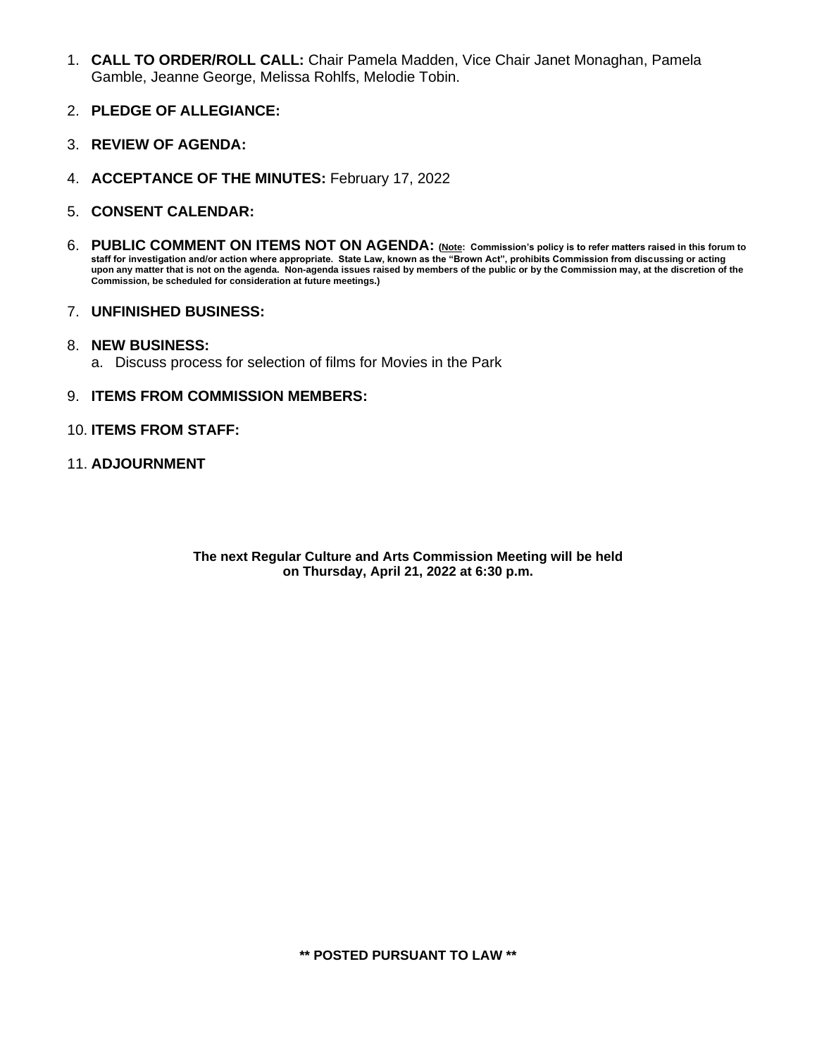1. **CALL TO ORDER/ROLL CALL:** Chair Pamela Madden, Vice Chair Janet Monaghan, Pamela Gamble, Jeanne George, Melissa Rohlfs, Melodie Tobin.

2. **PLEDGE OF ALLEGIANCE:**

3. **REVIEW OF AGENDA:**

4. **ACCEPTANCE OF THE MINUTES:** February 17, 2022

5. **CONSENT CALENDAR:**

6. **PUBLIC COMMENT ON ITEMS NOT ON AGENDA:** **(Note: Commission's policy is to refer matters raised in this forum to staff for investigation and/or action where appropriate. State Law, known as the "Brown Act", prohibits Commission from discussing or acting upon any matter that is not on the agenda. Non-agenda issues raised by members of the public or by the Commission may, at the discretion of the Commission, be scheduled for consideration at future meetings.)**

7. **UNFINISHED BUSINESS:**

8. **NEW BUSINESS:**
   a. Discuss process for selection of films for Movies in the Park

9. **ITEMS FROM COMMISSION MEMBERS:**

10. **ITEMS FROM STAFF:**

11. **ADJOURNMENT**

**The next Regular Culture and Arts Commission Meeting will be held on Thursday, April 21, 2022 at 6:30 p.m.**

**** POSTED PURSUANT TO LAW ****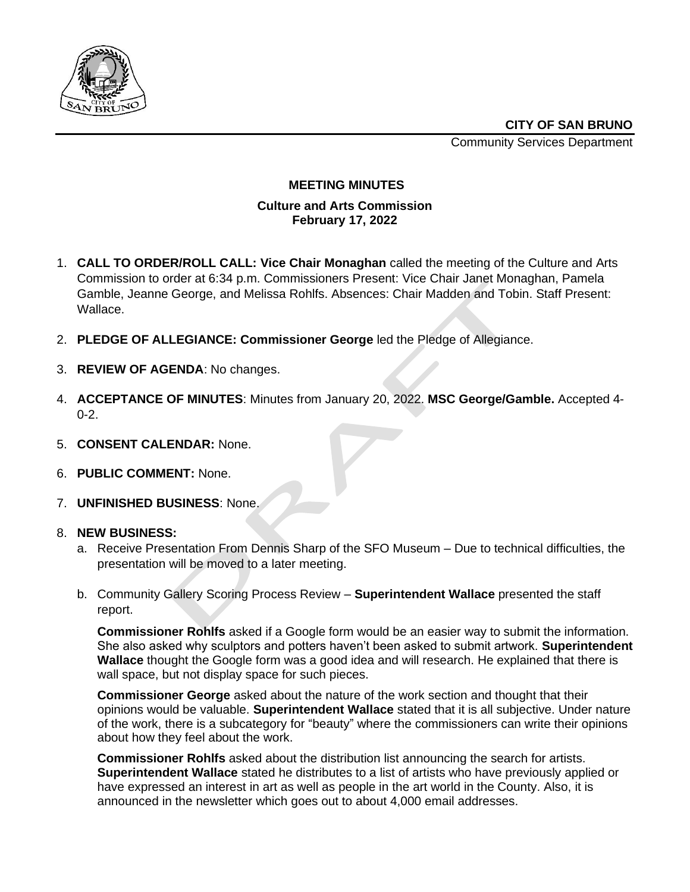**CITY OF SAN BRUNO**

Community Services Department

**MEETING MINUTES**

**Culture and Arts Commission**
**February 17, 2022**

1. **CALL TO ORDER/ROLL CALL: Vice Chair Monaghan** called the meeting of the Culture and Arts Commission to order at 6:34 p.m. Commissioners Present: Vice Chair Janet Monaghan, Pamela Gamble, Jeanne George, and Melissa Rohlfs. Absences: Chair Madden and Tobin. Staff Present: Wallace.

2. **PLEDGE OF ALLEGIANCE: Commissioner George** led the Pledge of Allegiance.

3. **REVIEW OF AGENDA**: No changes.

4. **ACCEPTANCE OF MINUTES**: Minutes from January 20, 2022. **MSC George/Gamble.** Accepted 4-0-2.

5. **CONSENT CALENDAR:** None.

6. **PUBLIC COMMENT:** None.

7. **UNFINISHED BUSINESS**: None.

8. **NEW BUSINESS:**

   a. Receive Presentation From Dennis Sharp of the SFO Museum – Due to technical difficulties, the presentation will be moved to a later meeting.

   b. Community Gallery Scoring Process Review – **Superintendent Wallace** presented the staff report.

   **Commissioner Rohlfs** asked if a Google form would be an easier way to submit the information. She also asked why sculptors and potters haven't been asked to submit artwork. **Superintendent Wallace** thought the Google form was a good idea and will research. He explained that there is wall space, but not display space for such pieces.

   **Commissioner George** asked about the nature of the work section and thought that their opinions would be valuable. **Superintendent Wallace** stated that it is all subjective. Under nature of the work, there is a subcategory for "beauty" where the commissioners can write their opinions about how they feel about the work.

   **Commissioner Rohlfs** asked about the distribution list announcing the search for artists. **Superintendent Wallace** stated he distributes to a list of artists who have previously applied or have expressed an interest in art as well as people in the art world in the County. Also, it is announced in the newsletter which goes out to about 4,000 email addresses.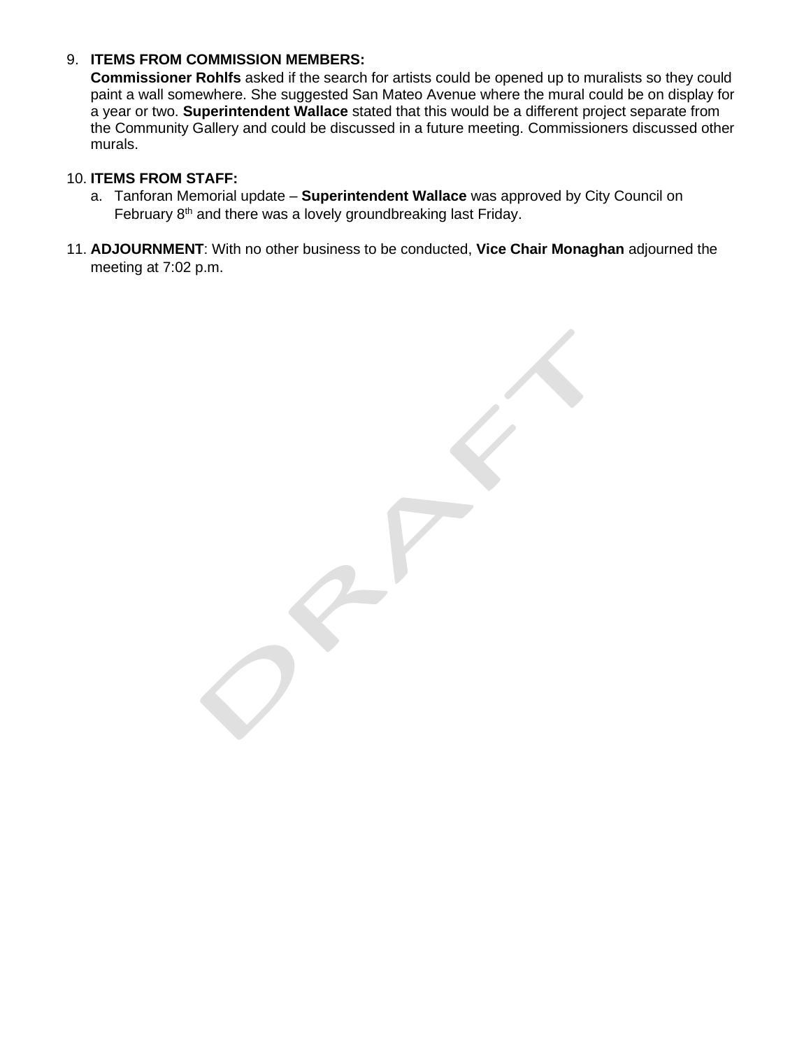9. **ITEMS FROM COMMISSION MEMBERS:**
   **Commissioner Rohlfs** asked if the search for artists could be opened up to muralists so they could paint a wall somewhere. She suggested San Mateo Avenue where the mural could be on display for a year or two. **Superintendent Wallace** stated that this would be a different project separate from the Community Gallery and could be discussed in a future meeting. Commissioners discussed other murals.

10. **ITEMS FROM STAFF:**
    a. Tanforan Memorial update – **Superintendent Wallace** was approved by City Council on February 8th and there was a lovely groundbreaking last Friday.

11. **ADJOURNMENT**: With no other business to be conducted, **Vice Chair Monaghan** adjourned the meeting at 7:02 p.m.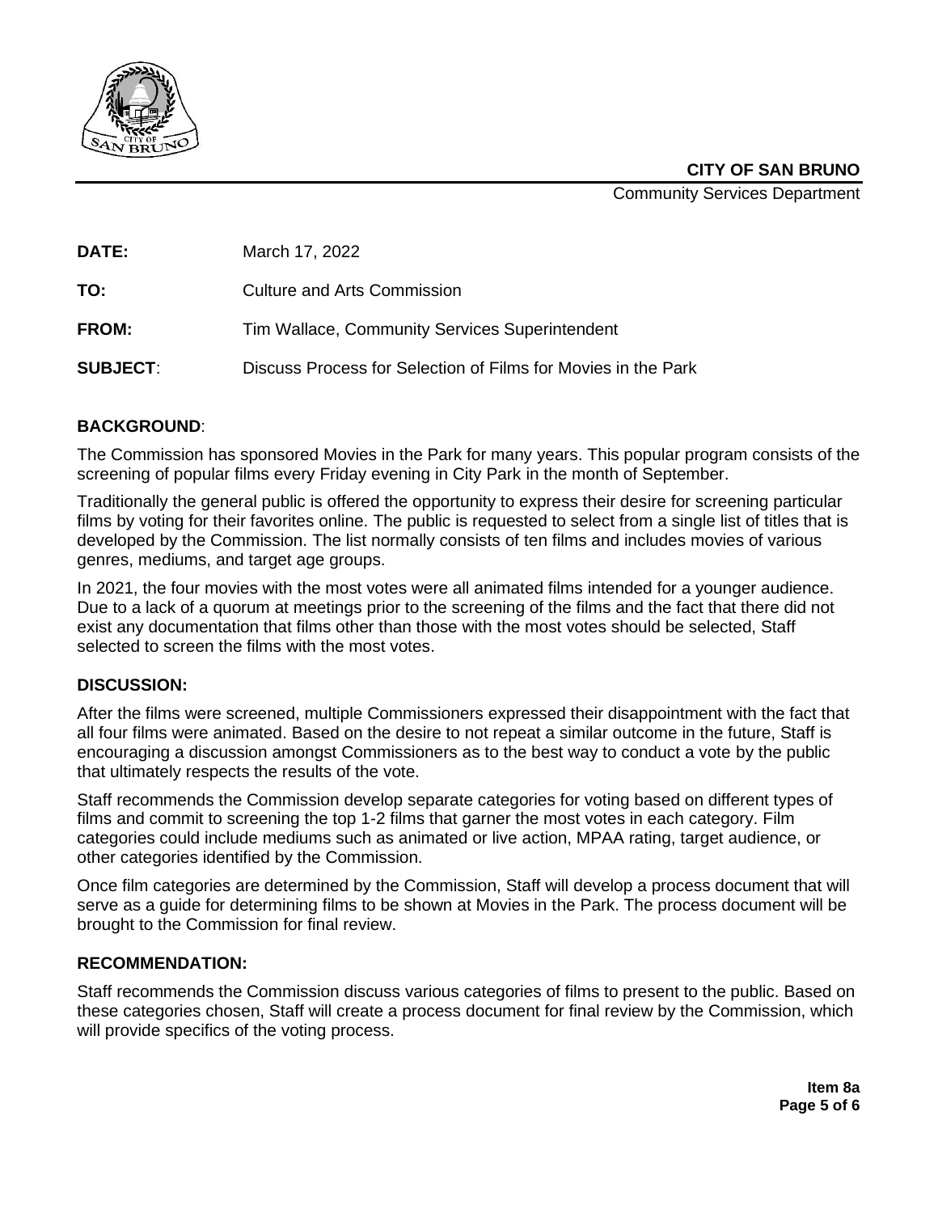**CITY OF SAN BRUNO**
Community Services Department

**DATE:** March 17, 2022

**TO:** Culture and Arts Commission

**FROM:** Tim Wallace, Community Services Superintendent

**SUBJECT**: Discuss Process for Selection of Films for Movies in the Park

## BACKGROUND:

The Commission has sponsored Movies in the Park for many years. This popular program consists of the screening of popular films every Friday evening in City Park in the month of September.

Traditionally the general public is offered the opportunity to express their desire for screening particular films by voting for their favorites online. The public is requested to select from a single list of titles that is developed by the Commission. The list normally consists of ten films and includes movies of various genres, mediums, and target age groups.

In 2021, the four movies with the most votes were all animated films intended for a younger audience. Due to a lack of a quorum at meetings prior to the screening of the films and the fact that there did not exist any documentation that films other than those with the most votes should be selected, Staff selected to screen the films with the most votes.

## DISCUSSION:

After the films were screened, multiple Commissioners expressed their disappointment with the fact that all four films were animated. Based on the desire to not repeat a similar outcome in the future, Staff is encouraging a discussion amongst Commissioners as to the best way to conduct a vote by the public that ultimately respects the results of the vote.

Staff recommends the Commission develop separate categories for voting based on different types of films and commit to screening the top 1-2 films that garner the most votes in each category. Film categories could include mediums such as animated or live action, MPAA rating, target audience, or other categories identified by the Commission.

Once film categories are determined by the Commission, Staff will develop a process document that will serve as a guide for determining films to be shown at Movies in the Park. The process document will be brought to the Commission for final review.

## RECOMMENDATION:

Staff recommends the Commission discuss various categories of films to present to the public. Based on these categories chosen, Staff will create a process document for final review by the Commission, which will provide specifics of the voting process.

**Item 8a**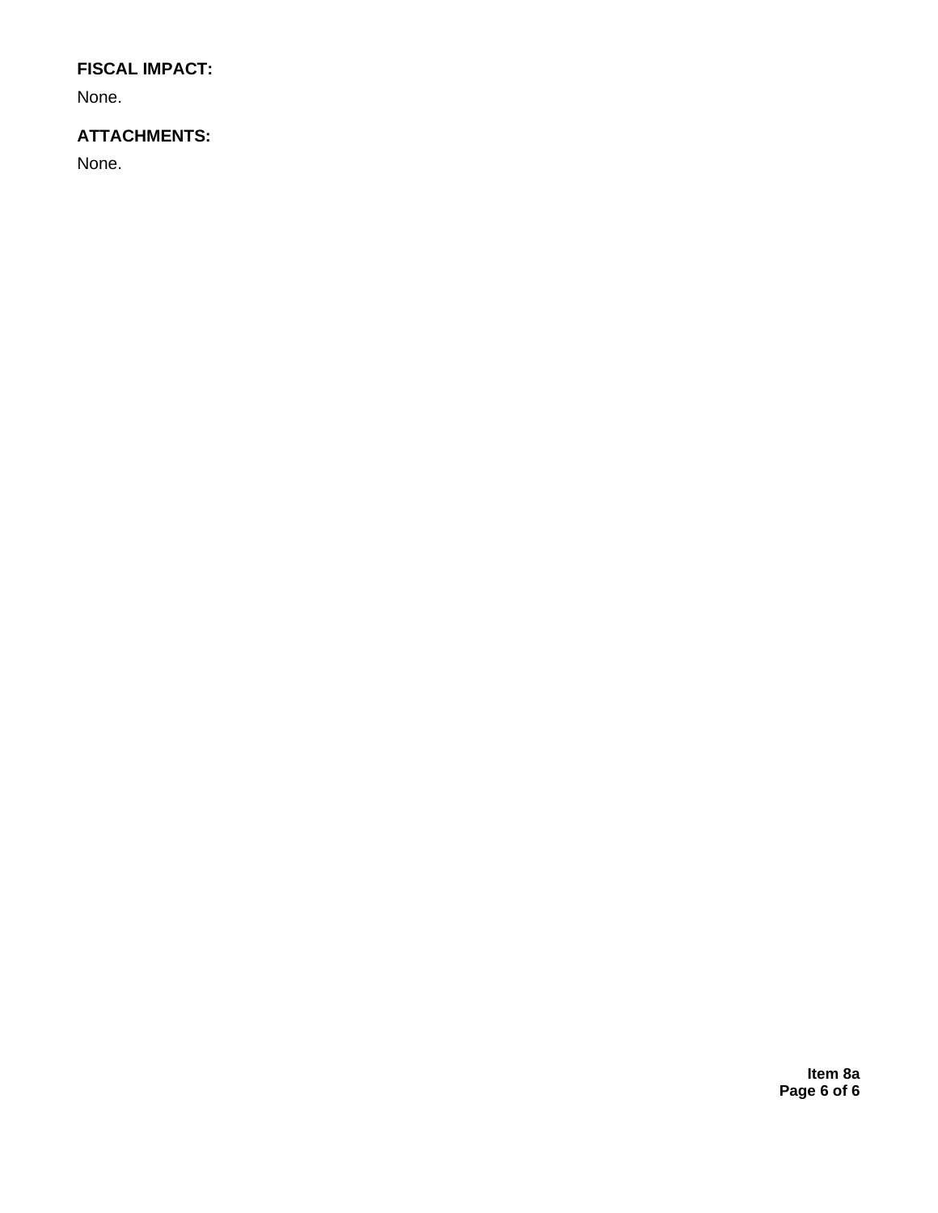**FISCAL IMPACT:**

None.

**ATTACHMENTS:**

None.